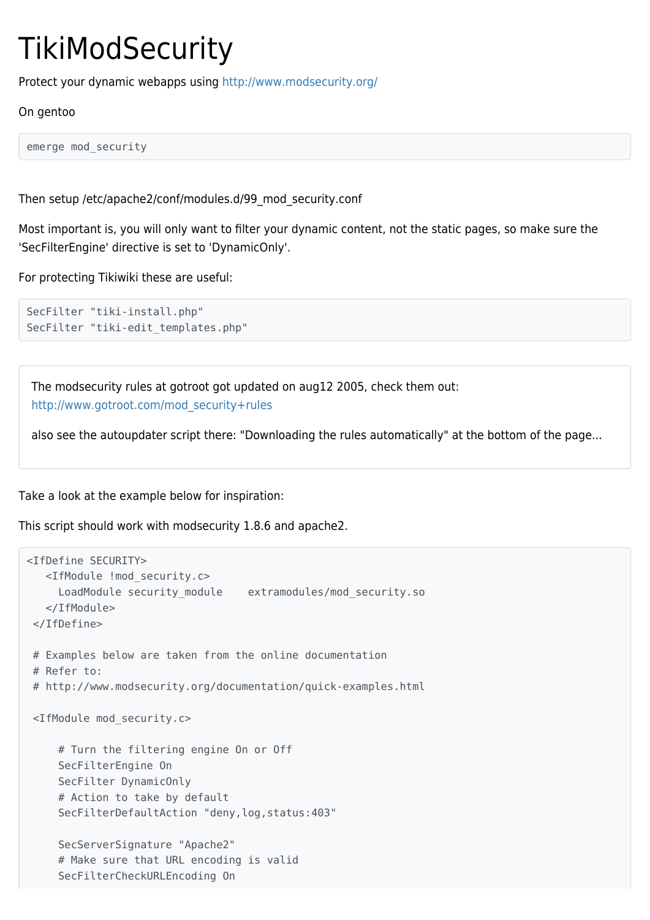# TikiModSecurity

Protect your dynamic webapps using http://www.modsecurity.org/

On gentoo

```
emerge mod_security
```

Then setup /etc/apache2/conf/modules.d/99_mod_security.conf

Most important is, you will only want to filter your dynamic content, not the static pages, so make sure the 'SecFilterEngine' directive is set to 'DynamicOnly'.

For protecting Tikiwiki these are useful:

```
SecFilter "tiki-install.php"
SecFilter "tiki-edit_templates.php"
```

> The modsecurity rules at gotroot got updated on aug12 2005, check them out: http://www.gotroot.com/mod_security+rules
>
> also see the autoupdater script there: "Downloading the rules automatically" at the bottom of the page...

Take a look at the example below for inspiration:

This script should work with modsecurity 1.8.6 and apache2.

```
<IfDefine SECURITY>
   <IfModule !mod_security.c>
     LoadModule security_module    extramodules/mod_security.so
   </IfModule>
 </IfDefine>

 # Examples below are taken from the online documentation
 # Refer to:
 # http://www.modsecurity.org/documentation/quick-examples.html

 <IfModule mod_security.c>

     # Turn the filtering engine On or Off
     SecFilterEngine On
     SecFilter DynamicOnly
     # Action to take by default
     SecFilterDefaultAction "deny,log,status:403"

     SecServerSignature "Apache2"
     # Make sure that URL encoding is valid
     SecFilterCheckURLEncoding On
```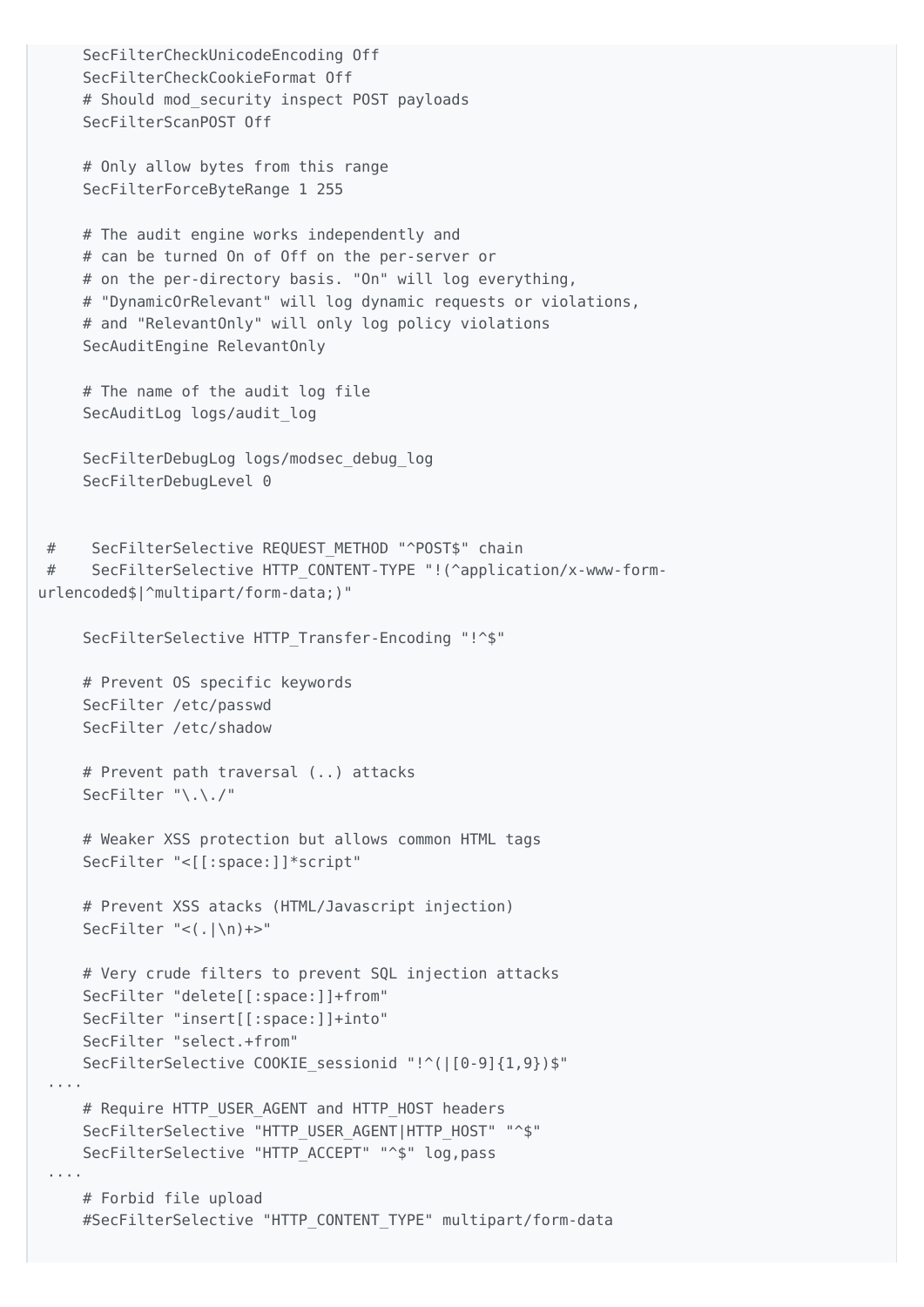```
    SecFilterCheckUnicodeEncoding Off
    SecFilterCheckCookieFormat Off
    # Should mod_security inspect POST payloads
    SecFilterScanPOST Off

    # Only allow bytes from this range
    SecFilterForceByteRange 1 255

    # The audit engine works independently and
    # can be turned On of Off on the per-server or
    # on the per-directory basis. "On" will log everything,
    # "DynamicOrRelevant" will log dynamic requests or violations,
    # and "RelevantOnly" will only log policy violations
    SecAuditEngine RelevantOnly

    # The name of the audit log file
    SecAuditLog logs/audit_log

    SecFilterDebugLog logs/modsec_debug_log
    SecFilterDebugLevel 0


#    SecFilterSelective REQUEST_METHOD "^POST$" chain
#    SecFilterSelective HTTP_CONTENT-TYPE "!(^application/x-www-form-urlencoded$|^multipart/form-data;)"

    SecFilterSelective HTTP_Transfer-Encoding "!^$"

    # Prevent OS specific keywords
    SecFilter /etc/passwd
    SecFilter /etc/shadow

    # Prevent path traversal (..) attacks
    SecFilter "\.\./"

    # Weaker XSS protection but allows common HTML tags
    SecFilter "<[[:space:]]*script"

    # Prevent XSS atacks (HTML/Javascript injection)
    SecFilter "<(.|\n)+>"

    # Very crude filters to prevent SQL injection attacks
    SecFilter "delete[[:space:]]+from"
    SecFilter "insert[[:space:]]+into"
    SecFilter "select.+from"
    SecFilterSelective COOKIE_sessionid "!^(|[0-9]{1,9})$"
....
    # Require HTTP_USER_AGENT and HTTP_HOST headers
    SecFilterSelective "HTTP_USER_AGENT|HTTP_HOST" "^$"
    SecFilterSelective "HTTP_ACCEPT" "^$" log,pass
....
    # Forbid file upload
    #SecFilterSelective "HTTP_CONTENT_TYPE" multipart/form-data
```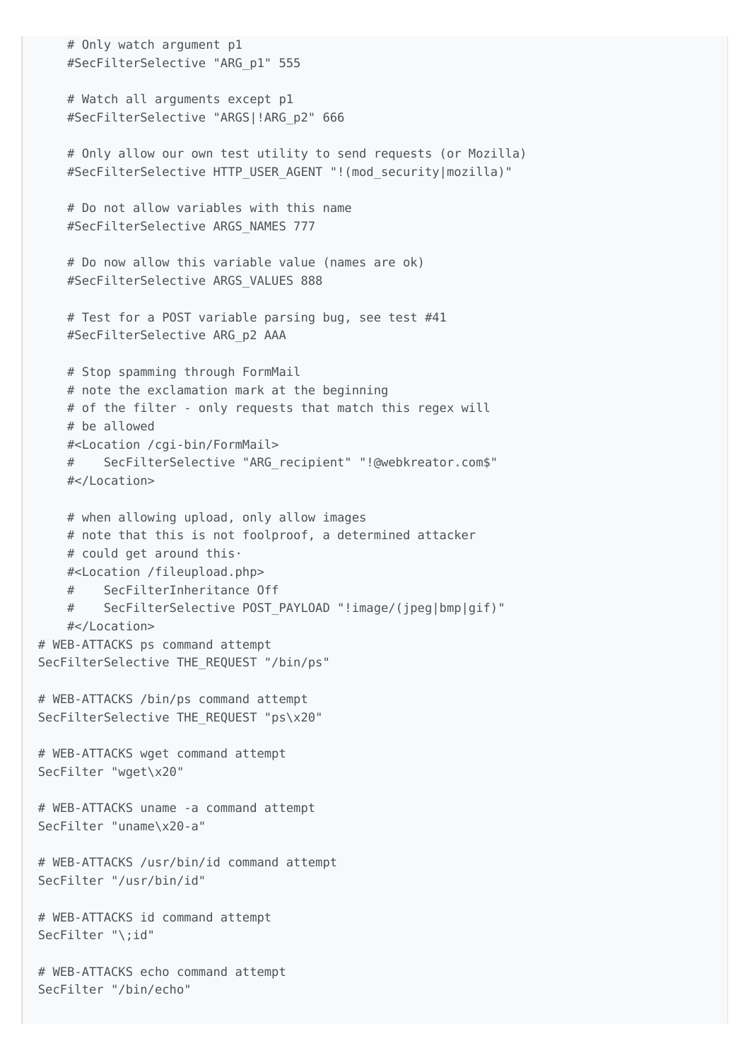```
    # Only watch argument p1
    #SecFilterSelective "ARG_p1" 555

    # Watch all arguments except p1
    #SecFilterSelective "ARGS|!ARG_p2" 666

    # Only allow our own test utility to send requests (or Mozilla)
    #SecFilterSelective HTTP_USER_AGENT "!(mod_security|mozilla)"

    # Do not allow variables with this name
    #SecFilterSelective ARGS_NAMES 777

    # Do now allow this variable value (names are ok)
    #SecFilterSelective ARGS_VALUES 888

    # Test for a POST variable parsing bug, see test #41
    #SecFilterSelective ARG_p2 AAA

    # Stop spamming through FormMail
    # note the exclamation mark at the beginning
    # of the filter - only requests that match this regex will
    # be allowed
    #<Location /cgi-bin/FormMail>
    #    SecFilterSelective "ARG_recipient" "!@webkreator.com$"
    #</Location>

    # when allowing upload, only allow images
    # note that this is not foolproof, a determined attacker
    # could get around this·
    #<Location /fileupload.php>
    #    SecFilterInheritance Off
    #    SecFilterSelective POST_PAYLOAD "!image/(jpeg|bmp|gif)"
    #</Location>
# WEB-ATTACKS ps command attempt
SecFilterSelective THE_REQUEST "/bin/ps"

# WEB-ATTACKS /bin/ps command attempt
SecFilterSelective THE_REQUEST "ps\x20"

# WEB-ATTACKS wget command attempt
SecFilter "wget\x20"

# WEB-ATTACKS uname -a command attempt
SecFilter "uname\x20-a"

# WEB-ATTACKS /usr/bin/id command attempt
SecFilter "/usr/bin/id"

# WEB-ATTACKS id command attempt
SecFilter "\;id"

# WEB-ATTACKS echo command attempt
SecFilter "/bin/echo"
```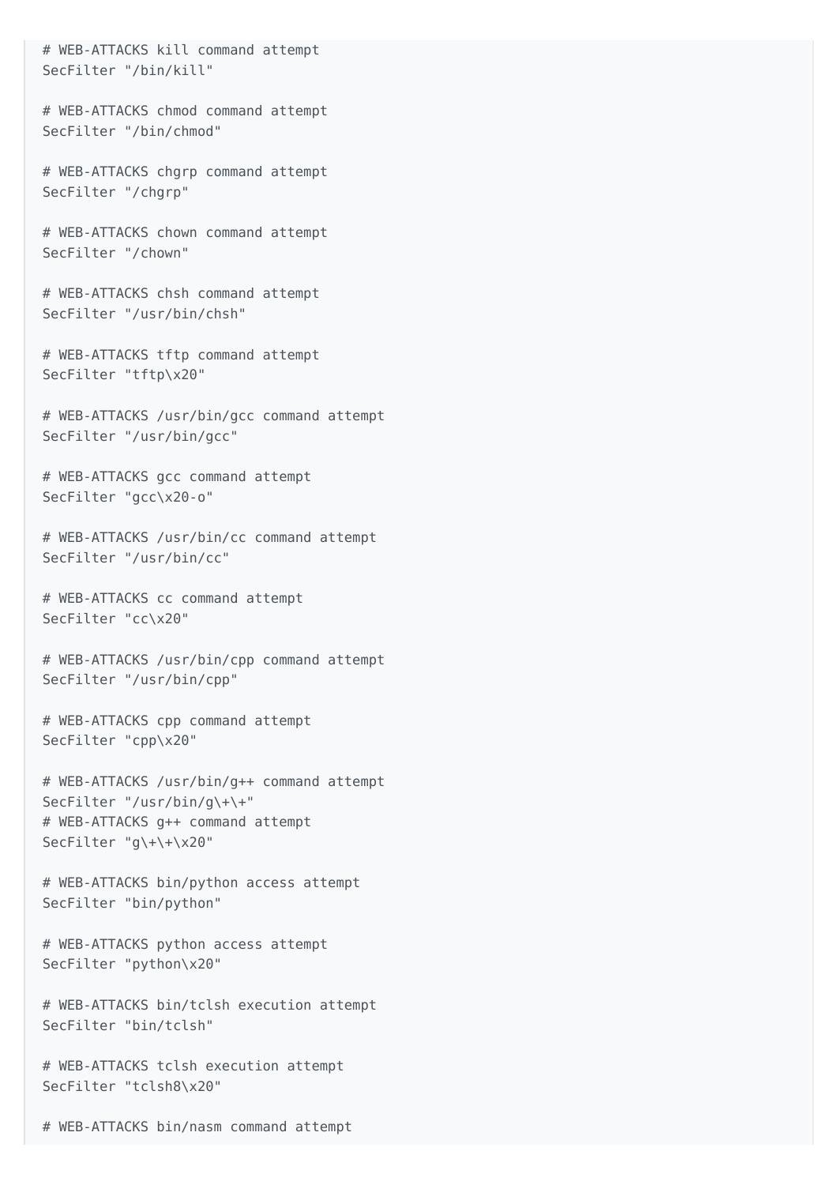```
# WEB-ATTACKS kill command attempt
SecFilter "/bin/kill"

# WEB-ATTACKS chmod command attempt
SecFilter "/bin/chmod"

# WEB-ATTACKS chgrp command attempt
SecFilter "/chgrp"

# WEB-ATTACKS chown command attempt
SecFilter "/chown"

# WEB-ATTACKS chsh command attempt
SecFilter "/usr/bin/chsh"

# WEB-ATTACKS tftp command attempt
SecFilter "tftp\x20"

# WEB-ATTACKS /usr/bin/gcc command attempt
SecFilter "/usr/bin/gcc"

# WEB-ATTACKS gcc command attempt
SecFilter "gcc\x20-o"

# WEB-ATTACKS /usr/bin/cc command attempt
SecFilter "/usr/bin/cc"

# WEB-ATTACKS cc command attempt
SecFilter "cc\x20"

# WEB-ATTACKS /usr/bin/cpp command attempt
SecFilter "/usr/bin/cpp"

# WEB-ATTACKS cpp command attempt
SecFilter "cpp\x20"

# WEB-ATTACKS /usr/bin/g++ command attempt
SecFilter "/usr/bin/g\+\+"
# WEB-ATTACKS g++ command attempt
SecFilter "g\+\+\x20"

# WEB-ATTACKS bin/python access attempt
SecFilter "bin/python"

# WEB-ATTACKS python access attempt
SecFilter "python\x20"

# WEB-ATTACKS bin/tclsh execution attempt
SecFilter "bin/tclsh"

# WEB-ATTACKS tclsh execution attempt
SecFilter "tclsh8\x20"

# WEB-ATTACKS bin/nasm command attempt
```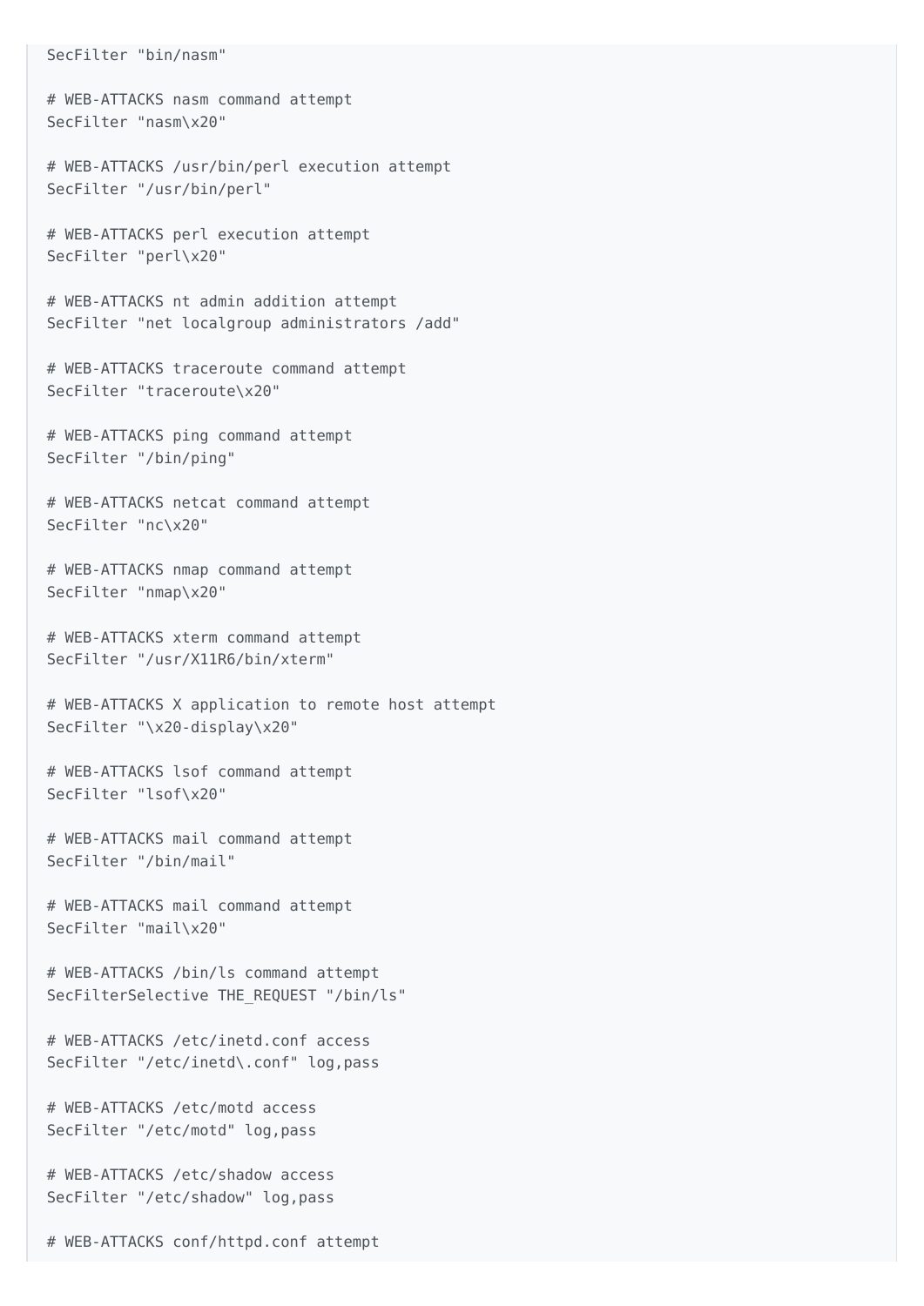```
SecFilter "bin/nasm"

# WEB-ATTACKS nasm command attempt
SecFilter "nasm\x20"

# WEB-ATTACKS /usr/bin/perl execution attempt
SecFilter "/usr/bin/perl"

# WEB-ATTACKS perl execution attempt
SecFilter "perl\x20"

# WEB-ATTACKS nt admin addition attempt
SecFilter "net localgroup administrators /add"

# WEB-ATTACKS traceroute command attempt
SecFilter "traceroute\x20"

# WEB-ATTACKS ping command attempt
SecFilter "/bin/ping"

# WEB-ATTACKS netcat command attempt
SecFilter "nc\x20"

# WEB-ATTACKS nmap command attempt
SecFilter "nmap\x20"

# WEB-ATTACKS xterm command attempt
SecFilter "/usr/X11R6/bin/xterm"

# WEB-ATTACKS X application to remote host attempt
SecFilter "\x20-display\x20"

# WEB-ATTACKS lsof command attempt
SecFilter "lsof\x20"

# WEB-ATTACKS mail command attempt
SecFilter "/bin/mail"

# WEB-ATTACKS mail command attempt
SecFilter "mail\x20"

# WEB-ATTACKS /bin/ls command attempt
SecFilterSelective THE_REQUEST "/bin/ls"

# WEB-ATTACKS /etc/inetd.conf access
SecFilter "/etc/inetd\.conf" log,pass

# WEB-ATTACKS /etc/motd access
SecFilter "/etc/motd" log,pass

# WEB-ATTACKS /etc/shadow access
SecFilter "/etc/shadow" log,pass

# WEB-ATTACKS conf/httpd.conf attempt
```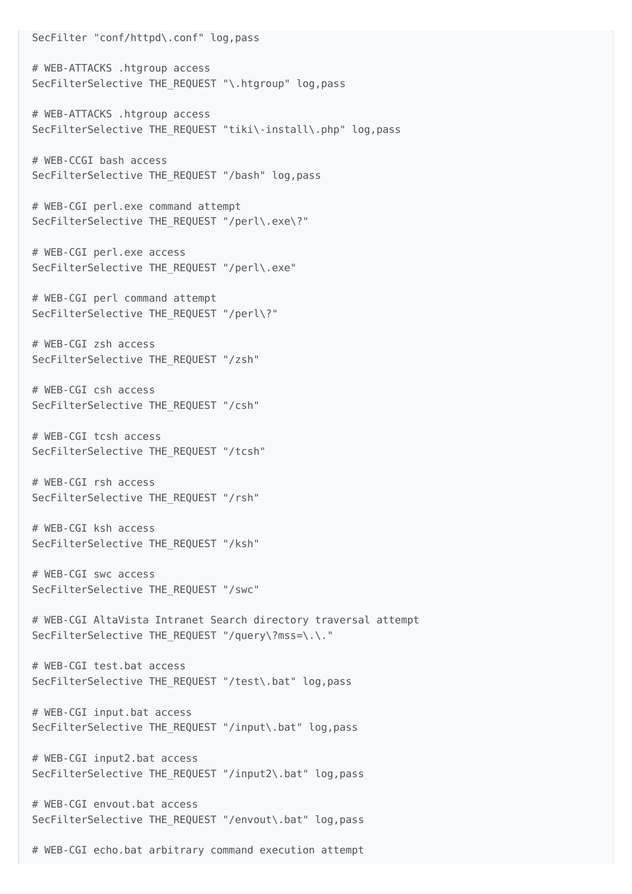```
SecFilter "conf/httpd\.conf" log,pass

# WEB-ATTACKS .htgroup access
SecFilterSelective THE_REQUEST "\.htgroup" log,pass

# WEB-ATTACKS .htgroup access
SecFilterSelective THE_REQUEST "tiki\-install\.php" log,pass

# WEB-CCGI bash access
SecFilterSelective THE_REQUEST "/bash" log,pass

# WEB-CGI perl.exe command attempt
SecFilterSelective THE_REQUEST "/perl\.exe\?"

# WEB-CGI perl.exe access
SecFilterSelective THE_REQUEST "/perl\.exe"

# WEB-CGI perl command attempt
SecFilterSelective THE_REQUEST "/perl\?"

# WEB-CGI zsh access
SecFilterSelective THE_REQUEST "/zsh"

# WEB-CGI csh access
SecFilterSelective THE_REQUEST "/csh"

# WEB-CGI tcsh access
SecFilterSelective THE_REQUEST "/tcsh"

# WEB-CGI rsh access
SecFilterSelective THE_REQUEST "/rsh"

# WEB-CGI ksh access
SecFilterSelective THE_REQUEST "/ksh"

# WEB-CGI swc access
SecFilterSelective THE_REQUEST "/swc"

# WEB-CGI AltaVista Intranet Search directory traversal attempt
SecFilterSelective THE_REQUEST "/query\?mss=\.\."

# WEB-CGI test.bat access
SecFilterSelective THE_REQUEST "/test\.bat" log,pass

# WEB-CGI input.bat access
SecFilterSelective THE_REQUEST "/input\.bat" log,pass

# WEB-CGI input2.bat access
SecFilterSelective THE_REQUEST "/input2\.bat" log,pass

# WEB-CGI envout.bat access
SecFilterSelective THE_REQUEST "/envout\.bat" log,pass

# WEB-CGI echo.bat arbitrary command execution attempt
```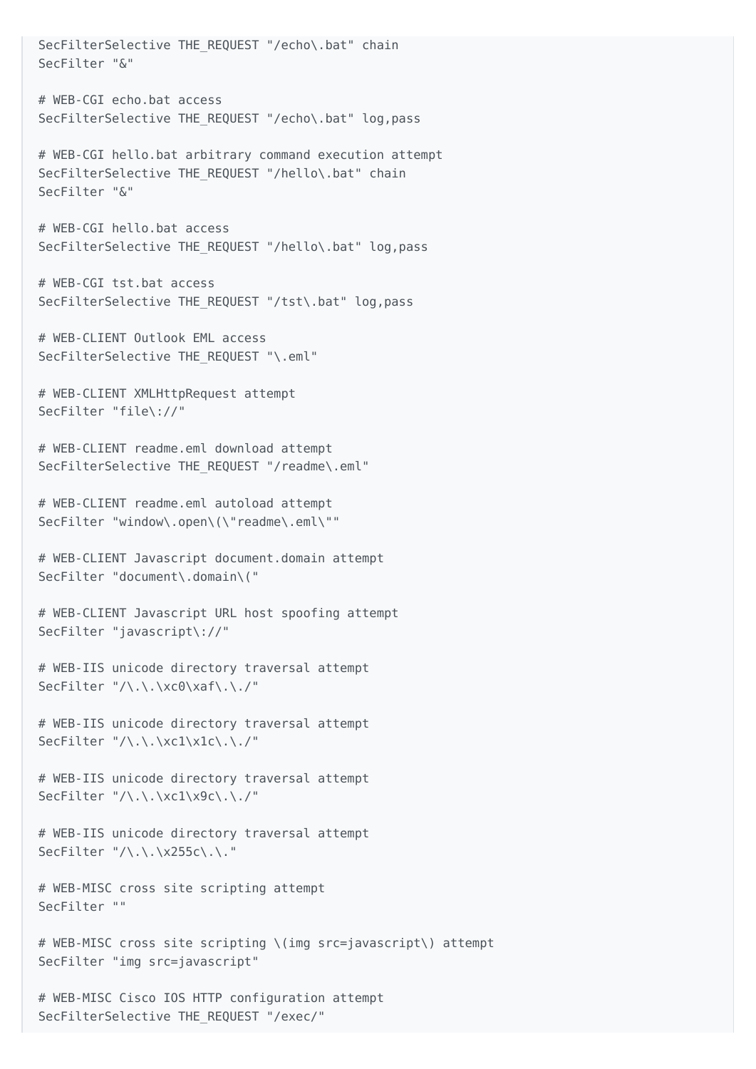```
SecFilterSelective THE_REQUEST "/echo\.bat" chain
SecFilter "&"

# WEB-CGI echo.bat access
SecFilterSelective THE_REQUEST "/echo\.bat" log,pass

# WEB-CGI hello.bat arbitrary command execution attempt
SecFilterSelective THE_REQUEST "/hello\.bat" chain
SecFilter "&"

# WEB-CGI hello.bat access
SecFilterSelective THE_REQUEST "/hello\.bat" log,pass

# WEB-CGI tst.bat access
SecFilterSelective THE_REQUEST "/tst\.bat" log,pass

# WEB-CLIENT Outlook EML access
SecFilterSelective THE_REQUEST "\.eml"

# WEB-CLIENT XMLHttpRequest attempt
SecFilter "file\://"

# WEB-CLIENT readme.eml download attempt
SecFilterSelective THE_REQUEST "/readme\.eml"

# WEB-CLIENT readme.eml autoload attempt
SecFilter "window\.open\(\"readme\.eml\""

# WEB-CLIENT Javascript document.domain attempt
SecFilter "document\.domain\("

# WEB-CLIENT Javascript URL host spoofing attempt
SecFilter "javascript\://"

# WEB-IIS unicode directory traversal attempt
SecFilter "/\.\.\xc0\xaf\.\./"

# WEB-IIS unicode directory traversal attempt
SecFilter "/\.\.\xc1\x1c\.\./"

# WEB-IIS unicode directory traversal attempt
SecFilter "/\.\.\xc1\x9c\.\./"

# WEB-IIS unicode directory traversal attempt
SecFilter "/\.\.\x255c\.\."

# WEB-MISC cross site scripting attempt
SecFilter ""

# WEB-MISC cross site scripting \(img src=javascript\) attempt
SecFilter "img src=javascript"

# WEB-MISC Cisco IOS HTTP configuration attempt
SecFilterSelective THE_REQUEST "/exec/"
```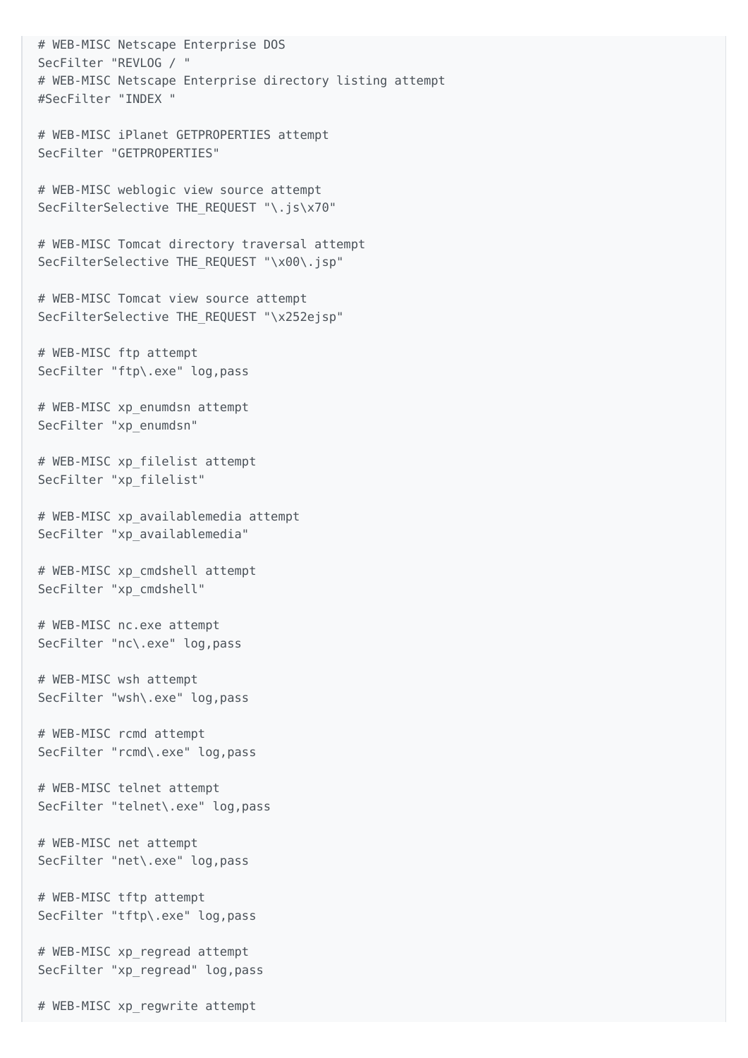```
# WEB-MISC Netscape Enterprise DOS
SecFilter "REVLOG / "
# WEB-MISC Netscape Enterprise directory listing attempt
#SecFilter "INDEX "

# WEB-MISC iPlanet GETPROPERTIES attempt
SecFilter "GETPROPERTIES"

# WEB-MISC weblogic view source attempt
SecFilterSelective THE_REQUEST "\.js\x70"

# WEB-MISC Tomcat directory traversal attempt
SecFilterSelective THE_REQUEST "\x00\.jsp"

# WEB-MISC Tomcat view source attempt
SecFilterSelective THE_REQUEST "\x252ejsp"

# WEB-MISC ftp attempt
SecFilter "ftp\.exe" log,pass

# WEB-MISC xp_enumdsn attempt
SecFilter "xp_enumdsn"

# WEB-MISC xp_filelist attempt
SecFilter "xp_filelist"

# WEB-MISC xp_availablemedia attempt
SecFilter "xp_availablemedia"

# WEB-MISC xp_cmdshell attempt
SecFilter "xp_cmdshell"

# WEB-MISC nc.exe attempt
SecFilter "nc\.exe" log,pass

# WEB-MISC wsh attempt
SecFilter "wsh\.exe" log,pass

# WEB-MISC rcmd attempt
SecFilter "rcmd\.exe" log,pass

# WEB-MISC telnet attempt
SecFilter "telnet\.exe" log,pass

# WEB-MISC net attempt
SecFilter "net\.exe" log,pass

# WEB-MISC tftp attempt
SecFilter "tftp\.exe" log,pass

# WEB-MISC xp_regread attempt
SecFilter "xp_regread" log,pass

# WEB-MISC xp_regwrite attempt
```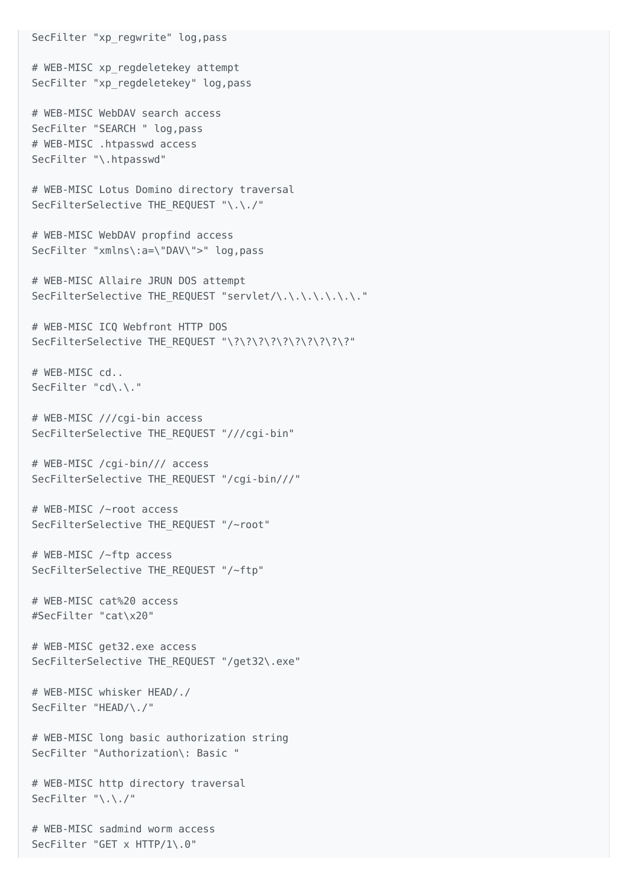```
SecFilter "xp_regwrite" log,pass

# WEB-MISC xp_regdeletekey attempt
SecFilter "xp_regdeletekey" log,pass

# WEB-MISC WebDAV search access
SecFilter "SEARCH " log,pass
# WEB-MISC .htpasswd access
SecFilter "\.htpasswd"

# WEB-MISC Lotus Domino directory traversal
SecFilterSelective THE_REQUEST "\.\./"

# WEB-MISC WebDAV propfind access
SecFilter "xmlns\:a=\"DAV\">" log,pass

# WEB-MISC Allaire JRUN DOS attempt
SecFilterSelective THE_REQUEST "servlet/\.\.\.\.\.\.\."

# WEB-MISC ICQ Webfront HTTP DOS
SecFilterSelective THE_REQUEST "\?\?\?\?\?\?\?\?\?"

# WEB-MISC cd..
SecFilter "cd\.\."

# WEB-MISC ///cgi-bin access
SecFilterSelective THE_REQUEST "///cgi-bin"

# WEB-MISC /cgi-bin/// access
SecFilterSelective THE_REQUEST "/cgi-bin///"

# WEB-MISC /~root access
SecFilterSelective THE_REQUEST "/~root"

# WEB-MISC /~ftp access
SecFilterSelective THE_REQUEST "/~ftp"

# WEB-MISC cat%20 access
#SecFilter "cat\x20"

# WEB-MISC get32.exe access
SecFilterSelective THE_REQUEST "/get32\.exe"

# WEB-MISC whisker HEAD/./
SecFilter "HEAD/\./"

# WEB-MISC long basic authorization string
SecFilter "Authorization\: Basic "

# WEB-MISC http directory traversal
SecFilter "\.\./"

# WEB-MISC sadmind worm access
SecFilter "GET x HTTP/1\.0"
```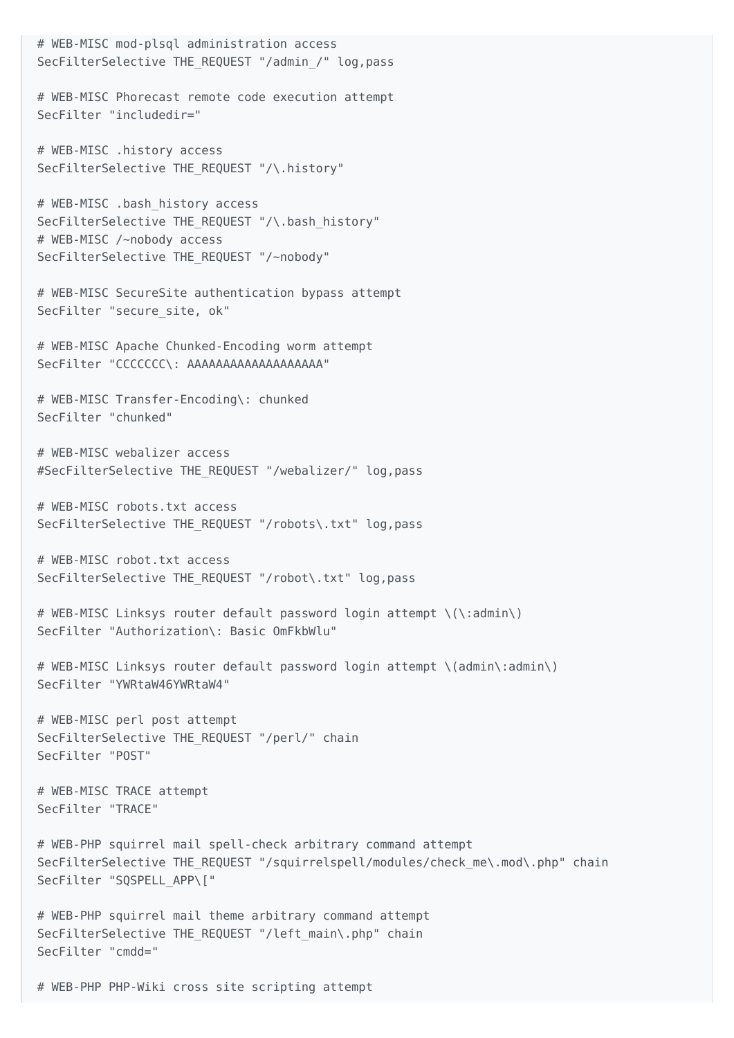```
# WEB-MISC mod-plsql administration access
SecFilterSelective THE_REQUEST "/admin_/" log,pass

# WEB-MISC Phorecast remote code execution attempt
SecFilter "includedir="

# WEB-MISC .history access
SecFilterSelective THE_REQUEST "/\.history"

# WEB-MISC .bash_history access
SecFilterSelective THE_REQUEST "/\.bash_history"
# WEB-MISC /~nobody access
SecFilterSelective THE_REQUEST "/~nobody"

# WEB-MISC SecureSite authentication bypass attempt
SecFilter "secure_site, ok"

# WEB-MISC Apache Chunked-Encoding worm attempt
SecFilter "CCCCCCC\: AAAAAAAAAAAAAAAAAAA"

# WEB-MISC Transfer-Encoding\: chunked
SecFilter "chunked"

# WEB-MISC webalizer access
#SecFilterSelective THE_REQUEST "/webalizer/" log,pass

# WEB-MISC robots.txt access
SecFilterSelective THE_REQUEST "/robots\.txt" log,pass

# WEB-MISC robot.txt access
SecFilterSelective THE_REQUEST "/robot\.txt" log,pass

# WEB-MISC Linksys router default password login attempt \(\:admin\)
SecFilter "Authorization\: Basic OmFkbWlu"

# WEB-MISC Linksys router default password login attempt \(admin\:admin\)
SecFilter "YWRtaW46YWRtaW4"

# WEB-MISC perl post attempt
SecFilterSelective THE_REQUEST "/perl/" chain
SecFilter "POST"

# WEB-MISC TRACE attempt
SecFilter "TRACE"

# WEB-PHP squirrel mail spell-check arbitrary command attempt
SecFilterSelective THE_REQUEST "/squirrelspell/modules/check_me\.mod\.php" chain
SecFilter "SQSPELL_APP\["

# WEB-PHP squirrel mail theme arbitrary command attempt
SecFilterSelective THE_REQUEST "/left_main\.php" chain
SecFilter "cmdd="

# WEB-PHP PHP-Wiki cross site scripting attempt
```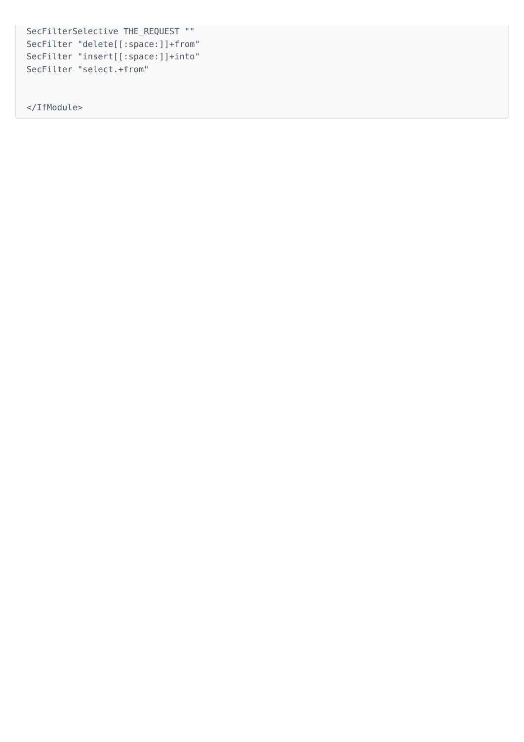```
SecFilterSelective THE_REQUEST ""
SecFilter "delete[[:space:]]+from"
SecFilter "insert[[:space:]]+into"
SecFilter "select.+from"


</IfModule>
```